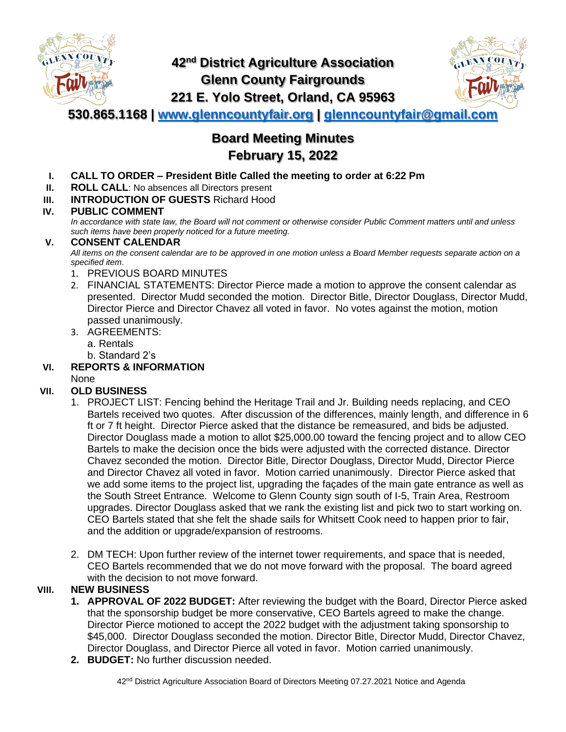# 42nd District Agriculture Association
# Glenn County Fairgrounds
# 221 E. Yolo Street, Orland, CA 95963

**530.865.1168 | www.glenncountyfair.org | glenncountyfair@gmail.com**

## Board Meeting Minutes
## February 15, 2022

- **I. CALL TO ORDER – President Bitle Called the meeting to order at 6:22 Pm**
- **II. ROLL CALL**: No absences all Directors present
- **III. INTRODUCTION OF GUESTS** Richard Hood
- **IV. PUBLIC COMMENT**

  *In accordance with state law, the Board will not comment or otherwise consider Public Comment matters until and unless such items have been properly noticed for a future meeting.*
- **V. CONSENT CALENDAR**

  *All items on the consent calendar are to be approved in one motion unless a Board Member requests separate action on a specified item.*
  1. PREVIOUS BOARD MINUTES
  2. FINANCIAL STATEMENTS: Director Pierce made a motion to approve the consent calendar as presented. Director Mudd seconded the motion. Director Bitle, Director Douglass, Director Mudd, Director Pierce and Director Chavez all voted in favor. No votes against the motion, motion passed unanimously.
  3. AGREEMENTS:
     - a. Rentals
     - b. Standard 2's
- **VI. REPORTS & INFORMATION**

  None
- **VII. OLD BUSINESS**
  1. PROJECT LIST: Fencing behind the Heritage Trail and Jr. Building needs replacing, and CEO Bartels received two quotes. After discussion of the differences, mainly length, and difference in 6 ft or 7 ft height. Director Pierce asked that the distance be remeasured, and bids be adjusted. Director Douglass made a motion to allot $25,000.00 toward the fencing project and to allow CEO Bartels to make the decision once the bids were adjusted with the corrected distance. Director Chavez seconded the motion. Director Bitle, Director Douglass, Director Mudd, Director Pierce and Director Chavez all voted in favor. Motion carried unanimously. Director Pierce asked that we add some items to the project list, upgrading the façades of the main gate entrance as well as the South Street Entrance. Welcome to Glenn County sign south of I-5, Train Area, Restroom upgrades. Director Douglass asked that we rank the existing list and pick two to start working on. CEO Bartels stated that she felt the shade sails for Whitsett Cook need to happen prior to fair, and the addition or upgrade/expansion of restrooms.
  2. DM TECH: Upon further review of the internet tower requirements, and space that is needed, CEO Bartels recommended that we do not move forward with the proposal. The board agreed with the decision to not move forward.
- **VIII. NEW BUSINESS**
  1. **APPROVAL OF 2022 BUDGET:** After reviewing the budget with the Board, Director Pierce asked that the sponsorship budget be more conservative, CEO Bartels agreed to make the change. Director Pierce motioned to accept the 2022 budget with the adjustment taking sponsorship to $45,000. Director Douglass seconded the motion. Director Bitle, Director Mudd, Director Chavez, Director Douglass, and Director Pierce all voted in favor. Motion carried unanimously.
  2. **BUDGET:** No further discussion needed.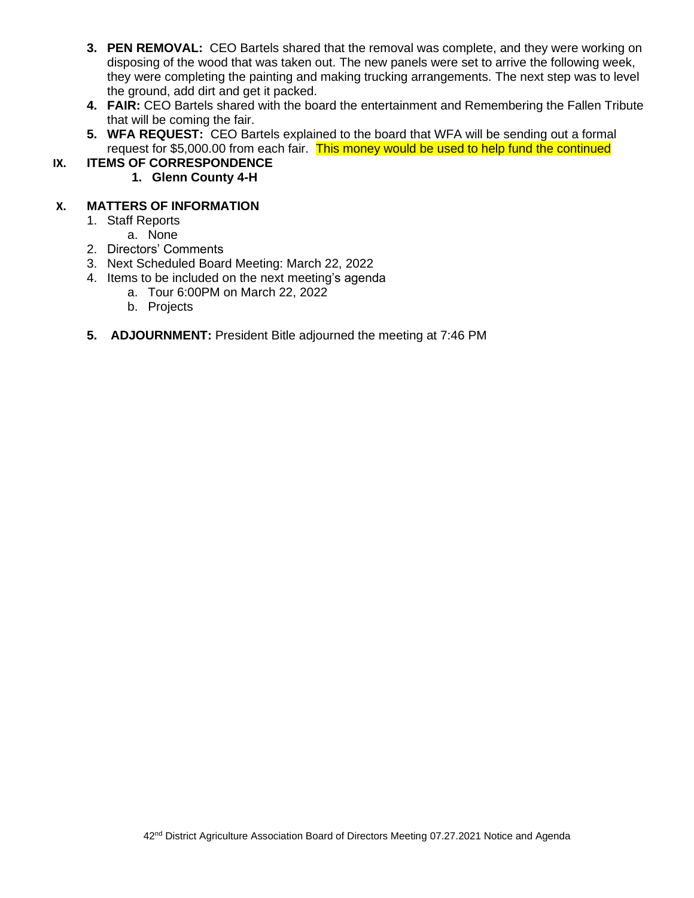3. **PEN REMOVAL:** CEO Bartels shared that the removal was complete, and they were working on disposing of the wood that was taken out. The new panels were set to arrive the following week, they were completing the painting and making trucking arrangements. The next step was to level the ground, add dirt and get it packed.
4. **FAIR:** CEO Bartels shared with the board the entertainment and Remembering the Fallen Tribute that will be coming the fair.
5. **WFA REQUEST:** CEO Bartels explained to the board that WFA will be sending out a formal request for $5,000.00 from each fair. This money would be used to help fund the continued

## IX. ITEMS OF CORRESPONDENCE

1. **Glenn County 4-H**

## X. MATTERS OF INFORMATION

1. Staff Reports
   a. None
2. Directors' Comments
3. Next Scheduled Board Meeting: March 22, 2022
4. Items to be included on the next meeting's agenda
   a. Tour 6:00PM on March 22, 2022
   b. Projects

5. **ADJOURNMENT:** President Bitle adjourned the meeting at 7:46 PM